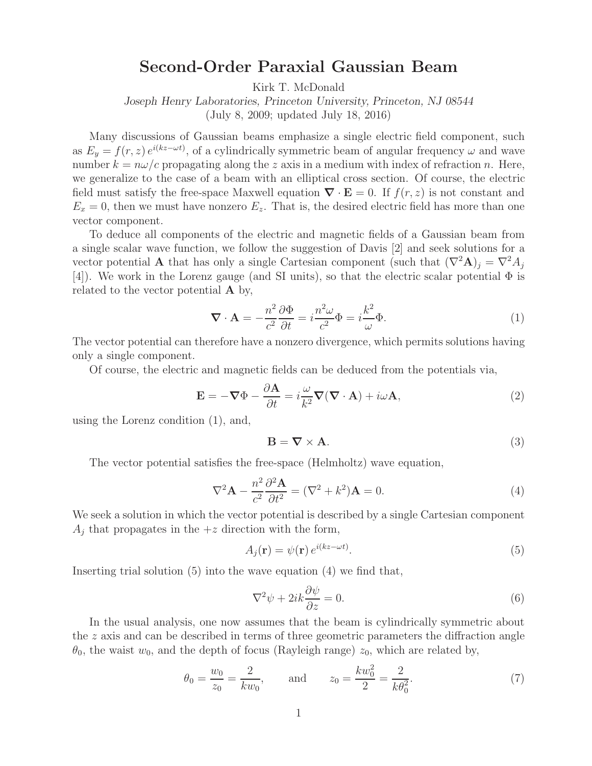# Second-Order Paraxial Gaussian Beam

Kirk T. McDonald

*Joseph Henry Laboratories, Princeton University, Princeton, NJ 08544*

(July 8, 2009; updated July 18, 2016)

Many discussions of Gaussian beams emphasize a single electric field component, such as $E_y = f(r, z)\, e^{i(kz-\omega t)}$, of a cylindrically symmetric beam of angular frequency $\omega$ and wave number $k = n\omega/c$ propagating along the $z$ axis in a medium with index of refraction $n$. Here, we generalize to the case of a beam with an elliptical cross section. Of course, the electric field must satisfy the free-space Maxwell equation $\boldsymbol{\nabla} \cdot \mathbf{E} = 0$. If $f(r, z)$ is not constant and $E_x = 0$, then we must have nonzero $E_z$. That is, the desired electric field has more than one vector component.

To deduce all components of the electric and magnetic fields of a Gaussian beam from a single scalar wave function, we follow the suggestion of Davis [2] and seek solutions for a vector potential $\mathbf{A}$ that has only a single Cartesian component (such that $(\nabla^2 \mathbf{A})_j = \nabla^2 A_j$ [4]). We work in the Lorenz gauge (and SI units), so that the electric scalar potential $\Phi$ is related to the vector potential $\mathbf{A}$ by,

$$\boldsymbol{\nabla} \cdot \mathbf{A} = -\frac{n^2}{c^2}\frac{\partial \Phi}{\partial t} = i\frac{n^2 \omega}{c^2}\Phi = i\frac{k^2}{\omega}\Phi. \tag{1}$$

The vector potential can therefore have a nonzero divergence, which permits solutions having only a single component.

Of course, the electric and magnetic fields can be deduced from the potentials via,

$$\mathbf{E} = -\boldsymbol{\nabla}\Phi - \frac{\partial \mathbf{A}}{\partial t} = i\frac{\omega}{k^2}\boldsymbol{\nabla}(\boldsymbol{\nabla} \cdot \mathbf{A}) + i\omega \mathbf{A}, \tag{2}$$

using the Lorenz condition (1), and,

$$\mathbf{B} = \boldsymbol{\nabla} \times \mathbf{A}. \tag{3}$$

The vector potential satisfies the free-space (Helmholtz) wave equation,

$$\nabla^2 \mathbf{A} - \frac{n^2}{c^2}\frac{\partial^2 \mathbf{A}}{\partial t^2} = (\nabla^2 + k^2)\mathbf{A} = 0. \tag{4}$$

We seek a solution in which the vector potential is described by a single Cartesian component $A_j$ that propagates in the $+z$ direction with the form,

$$A_j(\mathbf{r}) = \psi(\mathbf{r})\, e^{i(kz-\omega t)}. \tag{5}$$

Inserting trial solution (5) into the wave equation (4) we find that,

$$\nabla^2 \psi + 2ik\frac{\partial \psi}{\partial z} = 0. \tag{6}$$

In the usual analysis, one now assumes that the beam is cylindrically symmetric about the $z$ axis and can be described in terms of three geometric parameters the diffraction angle $\theta_0$, the waist $w_0$, and the depth of focus (Rayleigh range) $z_0$, which are related by,

$$\theta_0 = \frac{w_0}{z_0} = \frac{2}{kw_0}, \qquad \text{and} \qquad z_0 = \frac{kw_0^2}{2} = \frac{2}{k\theta_0^2}. \tag{7}$$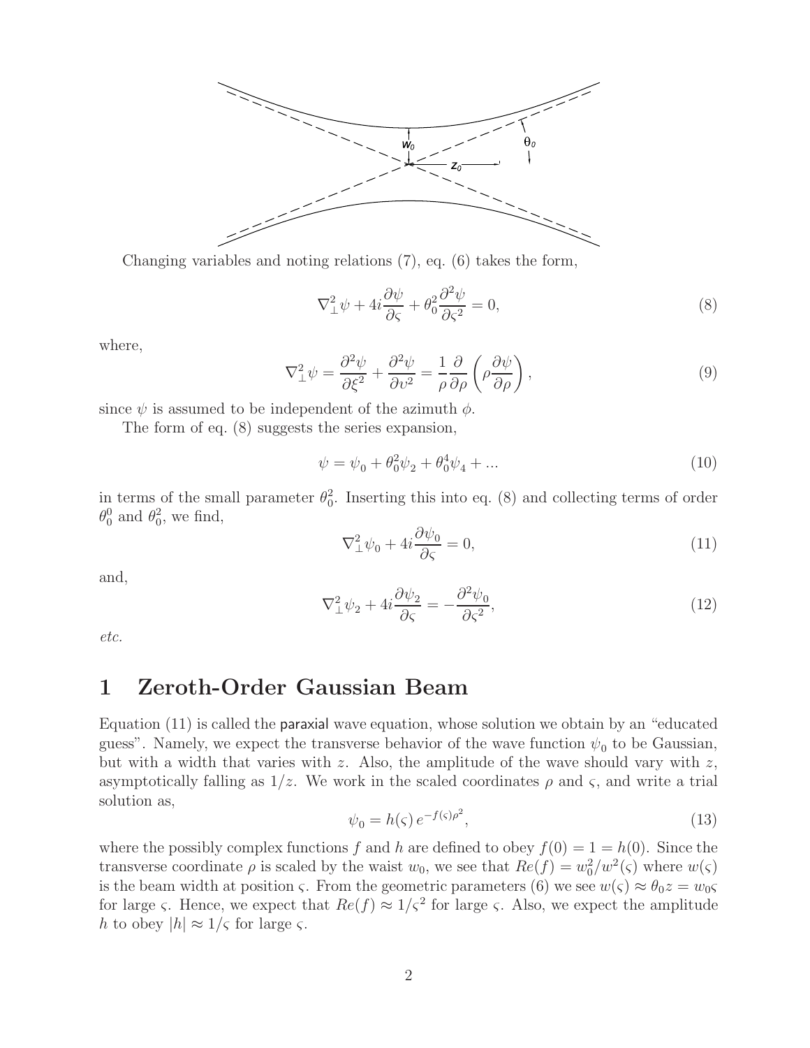Changing variables and noting relations (7), eq. (6) takes the form,

$$\nabla_\perp^2 \psi + 4i \frac{\partial \psi}{\partial \varsigma} + \theta_0^2 \frac{\partial^2 \psi}{\partial \varsigma^2} = 0, \tag{8}$$

where,

$$\nabla_\perp^2 \psi = \frac{\partial^2 \psi}{\partial \xi^2} + \frac{\partial^2 \psi}{\partial \upsilon^2} = \frac{1}{\rho} \frac{\partial}{\partial \rho} \left( \rho \frac{\partial \psi}{\partial \rho} \right), \tag{9}$$

since $\psi$ is assumed to be independent of the azimuth $\phi$.

The form of eq. (8) suggests the series expansion,

$$\psi = \psi_0 + \theta_0^2 \psi_2 + \theta_0^4 \psi_4 + ... \tag{10}$$

in terms of the small parameter $\theta_0^2$. Inserting this into eq. (8) and collecting terms of order $\theta_0^0$ and $\theta_0^2$, we find,

$$\nabla_\perp^2 \psi_0 + 4i \frac{\partial \psi_0}{\partial \varsigma} = 0, \tag{11}$$

and,

$$\nabla_\perp^2 \psi_2 + 4i \frac{\partial \psi_2}{\partial \varsigma} = -\frac{\partial^2 \psi_0}{\partial \varsigma^2}, \tag{12}$$

*etc.*

# 1 Zeroth-Order Gaussian Beam

Equation (11) is called the paraxial wave equation, whose solution we obtain by an "educated guess". Namely, we expect the transverse behavior of the wave function $\psi_0$ to be Gaussian, but with a width that varies with $z$. Also, the amplitude of the wave should vary with $z$, asymptotically falling as $1/z$. We work in the scaled coordinates $\rho$ and $\varsigma$, and write a trial solution as,

$$\psi_0 = h(\varsigma)\, e^{-f(\varsigma)\rho^2}, \tag{13}$$

where the possibly complex functions $f$ and $h$ are defined to obey $f(0) = 1 = h(0)$. Since the transverse coordinate $\rho$ is scaled by the waist $w_0$, we see that $Re(f) = w_0^2/w^2(\varsigma)$ where $w(\varsigma)$ is the beam width at position $\varsigma$. From the geometric parameters (6) we see $w(\varsigma) \approx \theta_0 z = w_0 \varsigma$ for large $\varsigma$. Hence, we expect that $Re(f) \approx 1/\varsigma^2$ for large $\varsigma$. Also, we expect the amplitude $h$ to obey $|h| \approx 1/\varsigma$ for large $\varsigma$.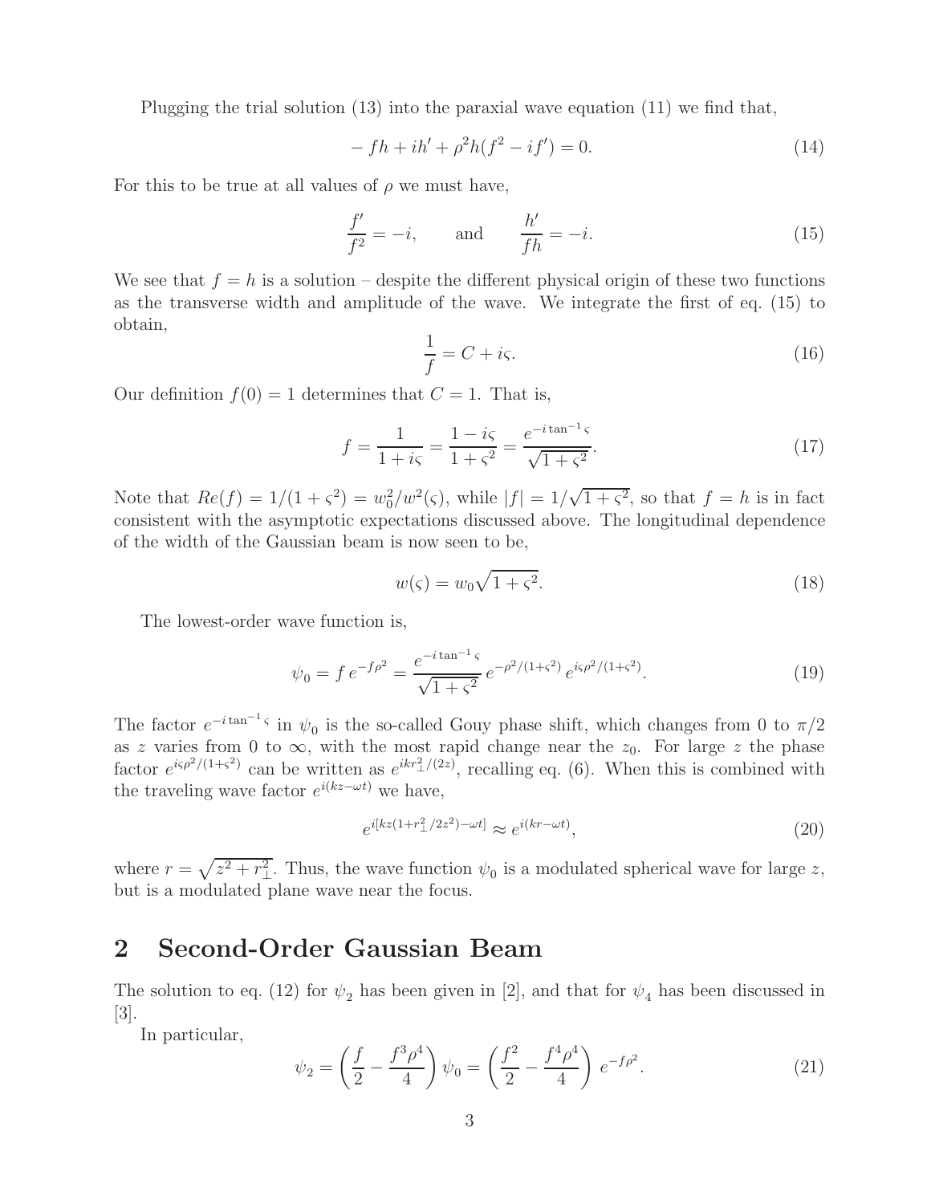Plugging the trial solution (13) into the paraxial wave equation (11) we find that,

$$-fh + ih' + \rho^2 h(f^2 - if') = 0. \tag{14}$$

For this to be true at all values of $\rho$ we must have,

$$\frac{f'}{f^2} = -i, \qquad \text{and} \qquad \frac{h'}{fh} = -i. \tag{15}$$

We see that $f = h$ is a solution – despite the different physical origin of these two functions as the transverse width and amplitude of the wave. We integrate the first of eq. (15) to obtain,

$$\frac{1}{f} = C + i\varsigma. \tag{16}$$

Our definition $f(0) = 1$ determines that $C = 1$. That is,

$$f = \frac{1}{1 + i\varsigma} = \frac{1 - i\varsigma}{1 + \varsigma^2} = \frac{e^{-i\tan^{-1}\varsigma}}{\sqrt{1 + \varsigma^2}}. \tag{17}$$

Note that $Re(f) = 1/(1 + \varsigma^2) = w_0^2/w^2(\varsigma)$, while $|f| = 1/\sqrt{1 + \varsigma^2}$, so that $f = h$ is in fact consistent with the asymptotic expectations discussed above. The longitudinal dependence of the width of the Gaussian beam is now seen to be,

$$w(\varsigma) = w_0\sqrt{1 + \varsigma^2}. \tag{18}$$

The lowest-order wave function is,

$$\psi_0 = f\, e^{-f\rho^2} = \frac{e^{-i\tan^{-1}\varsigma}}{\sqrt{1 + \varsigma^2}}\, e^{-\rho^2/(1+\varsigma^2)}\, e^{i\varsigma\rho^2/(1+\varsigma^2)}. \tag{19}$$

The factor $e^{-i\tan^{-1}\varsigma}$ in $\psi_0$ is the so-called Gouy phase shift, which changes from 0 to $\pi/2$ as $z$ varies from 0 to $\infty$, with the most rapid change near the $z_0$. For large $z$ the phase factor $e^{i\varsigma\rho^2/(1+\varsigma^2)}$ can be written as $e^{ikr_\perp^2/(2z)}$, recalling eq. (6). When this is combined with the traveling wave factor $e^{i(kz-\omega t)}$ we have,

$$e^{i[kz(1+r_\perp^2/2z^2)-\omega t]} \approx e^{i(kr-\omega t)}, \tag{20}$$

where $r = \sqrt{z^2 + r_\perp^2}$. Thus, the wave function $\psi_0$ is a modulated spherical wave for large $z$, but is a modulated plane wave near the focus.

## 2 Second-Order Gaussian Beam

The solution to eq. (12) for $\psi_2$ has been given in [2], and that for $\psi_4$ has been discussed in [3].

In particular,

$$\psi_2 = \left(\frac{f}{2} - \frac{f^3\rho^4}{4}\right)\psi_0 = \left(\frac{f^2}{2} - \frac{f^4\rho^4}{4}\right)e^{-f\rho^2}. \tag{21}$$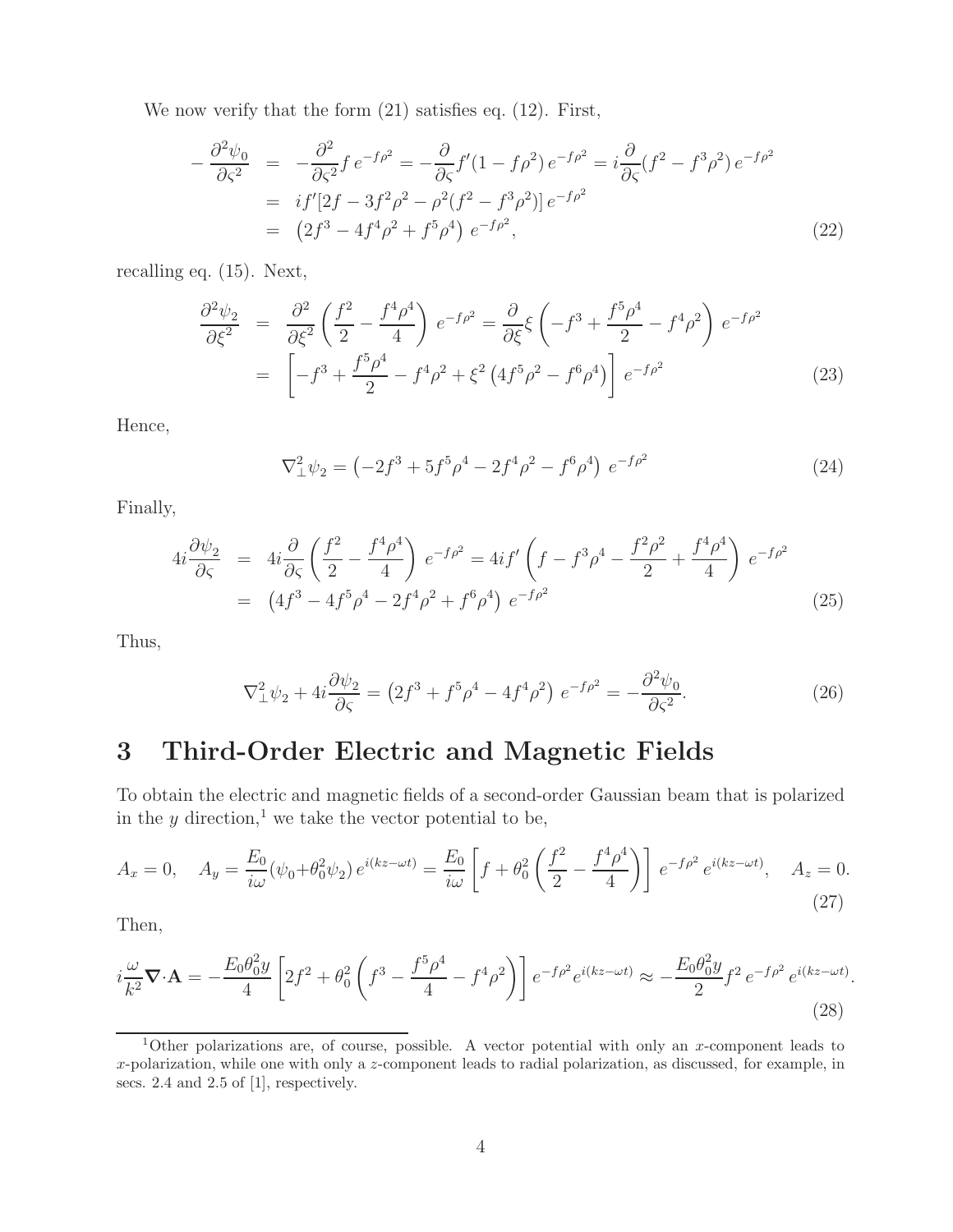We now verify that the form (21) satisfies eq. (12). First,

$$
\begin{aligned}
-\frac{\partial^2 \psi_0}{\partial \varsigma^2} &= -\frac{\partial^2}{\partial \varsigma^2} f\, e^{-f\rho^2} = -\frac{\partial}{\partial \varsigma} f'(1 - f\rho^2)\, e^{-f\rho^2} = i\frac{\partial}{\partial \varsigma}(f^2 - f^3\rho^2)\, e^{-f\rho^2} \\
&= i f'[2f - 3f^2\rho^2 - \rho^2(f^2 - f^3\rho^2)]\, e^{-f\rho^2} \\
&= \left(2f^3 - 4f^4\rho^2 + f^5\rho^4\right)\, e^{-f\rho^2}, \qquad (22)
\end{aligned}
$$

recalling eq. (15). Next,

$$
\begin{aligned}
\frac{\partial^2 \psi_2}{\partial \xi^2} &= \frac{\partial^2}{\partial \xi^2}\left(\frac{f^2}{2} - \frac{f^4\rho^4}{4}\right)\, e^{-f\rho^2} = \frac{\partial}{\partial \xi}\xi\left(-f^3 + \frac{f^5\rho^4}{2} - f^4\rho^2\right)\, e^{-f\rho^2} \\
&= \left[-f^3 + \frac{f^5\rho^4}{2} - f^4\rho^2 + \xi^2\left(4f^5\rho^2 - f^6\rho^4\right)\right]\, e^{-f\rho^2} \qquad (23)
\end{aligned}
$$

Hence,

$$
\nabla_\perp^2 \psi_2 = \left(-2f^3 + 5f^5\rho^4 - 2f^4\rho^2 - f^6\rho^4\right)\, e^{-f\rho^2} \qquad (24)
$$

Finally,

$$
\begin{aligned}
4i\frac{\partial \psi_2}{\partial \varsigma} &= 4i\frac{\partial}{\partial \varsigma}\left(\frac{f^2}{2} - \frac{f^4\rho^4}{4}\right)\, e^{-f\rho^2} = 4if'\left(f - f^3\rho^4 - \frac{f^2\rho^2}{2} + \frac{f^4\rho^4}{4}\right)\, e^{-f\rho^2} \\
&= \left(4f^3 - 4f^5\rho^4 - 2f^4\rho^2 + f^6\rho^4\right)\, e^{-f\rho^2} \qquad (25)
\end{aligned}
$$

Thus,

$$
\nabla_\perp^2 \psi_2 + 4i\frac{\partial \psi_2}{\partial \varsigma} = \left(2f^3 + f^5\rho^4 - 4f^4\rho^2\right)\, e^{-f\rho^2} = -\frac{\partial^2 \psi_0}{\partial \varsigma^2}. \qquad (26)
$$

## 3 Third-Order Electric and Magnetic Fields

To obtain the electric and magnetic fields of a second-order Gaussian beam that is polarized in the $y$ direction,[1] we take the vector potential to be,

$$
A_x = 0, \quad A_y = \frac{E_0}{i\omega}(\psi_0 + \theta_0^2\psi_2)\, e^{i(kz-\omega t)} = \frac{E_0}{i\omega}\left[f + \theta_0^2\left(\frac{f^2}{2} - \frac{f^4\rho^4}{4}\right)\right]\, e^{-f\rho^2}\, e^{i(kz-\omega t)}, \quad A_z = 0. \qquad (27)
$$

Then,

$$
i\frac{\omega}{k^2}\boldsymbol{\nabla}\cdot\mathbf{A} = -\frac{E_0\theta_0^2 y}{4}\left[2f^2 + \theta_0^2\left(f^3 - \frac{f^5\rho^4}{4} - f^4\rho^2\right)\right]\, e^{-f\rho^2} e^{i(kz-\omega t)} \approx -\frac{E_0\theta_0^2 y}{2} f^2\, e^{-f\rho^2}\, e^{i(kz-\omega t)}. \qquad (28)
$$

[1] Other polarizations are, of course, possible. A vector potential with only an $x$-component leads to $x$-polarization, while one with only a $z$-component leads to radial polarization, as discussed, for example, in secs. 2.4 and 2.5 of [1], respectively.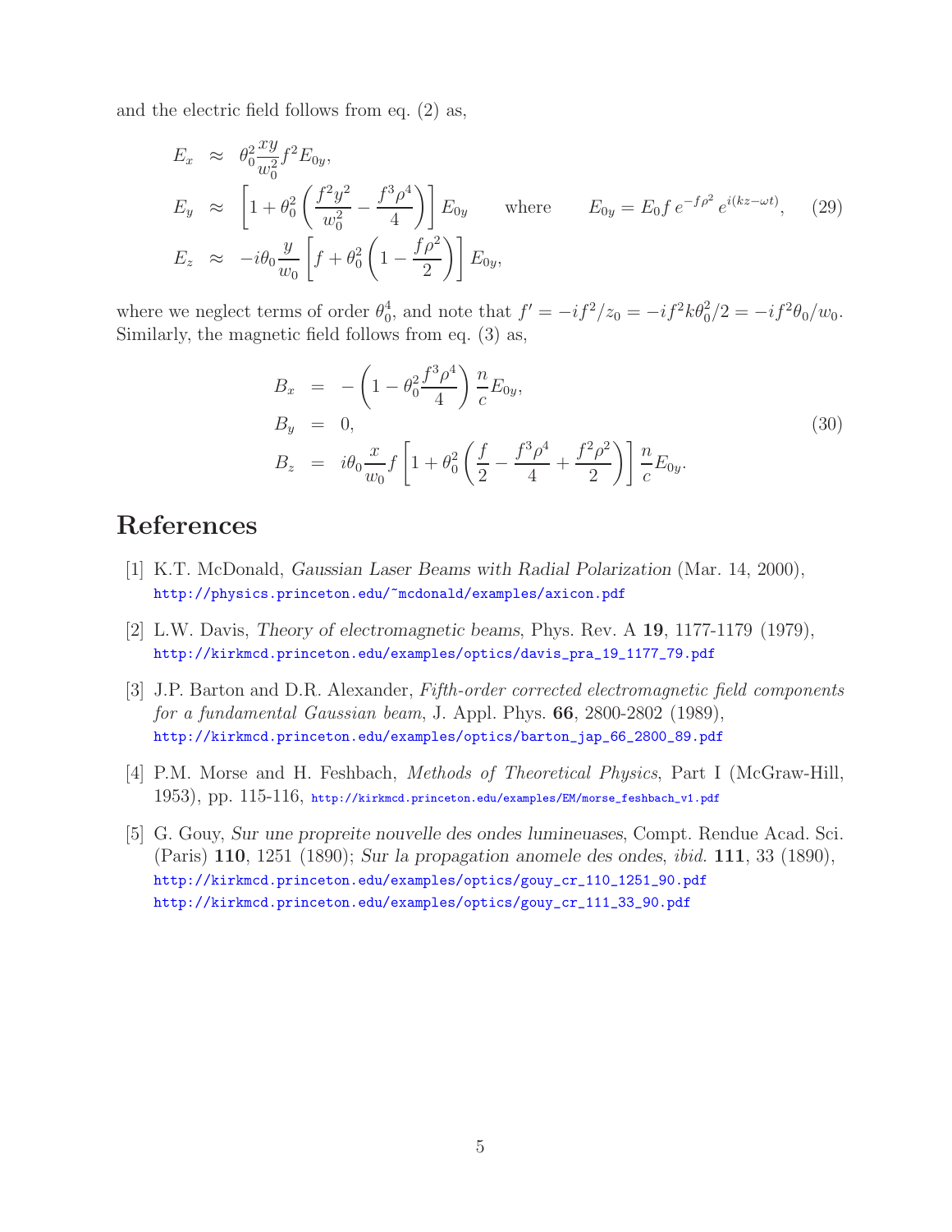and the electric field follows from eq. (2) as,

$$
\begin{aligned}
E_x &\approx \theta_0^2 \frac{xy}{w_0^2} f^2 E_{0y}, \\
E_y &\approx \left[1 + \theta_0^2 \left(\frac{f^2 y^2}{w_0^2} - \frac{f^3 \rho^4}{4}\right)\right] E_{0y} \qquad \text{where} \qquad E_{0y} = E_0 f \, e^{-f\rho^2} \, e^{i(kz-\omega t)}, \\
E_z &\approx -i\theta_0 \frac{y}{w_0} \left[f + \theta_0^2 \left(1 - \frac{f\rho^2}{2}\right)\right] E_{0y},
\end{aligned}
\tag{29}
$$

where we neglect terms of order $\theta_0^4$, and note that $f' = -if^2/z_0 = -if^2 k\theta_0^2/2 = -if^2\theta_0/w_0$. Similarly, the magnetic field follows from eq. (3) as,

$$
\begin{aligned}
B_x &= -\left(1 - \theta_0^2 \frac{f^3 \rho^4}{4}\right) \frac{n}{c} E_{0y}, \\
B_y &= 0, \\
B_z &= i\theta_0 \frac{x}{w_0} f \left[1 + \theta_0^2 \left(\frac{f}{2} - \frac{f^3 \rho^4}{4} + \frac{f^2 \rho^2}{2}\right)\right] \frac{n}{c} E_{0y}.
\end{aligned}
\tag{30}
$$

## References

[1] K.T. McDonald, *Gaussian Laser Beams with Radial Polarization* (Mar. 14, 2000), http://physics.princeton.edu/~mcdonald/examples/axicon.pdf

[2] L.W. Davis, *Theory of electromagnetic beams*, Phys. Rev. A **19**, 1177-1179 (1979), http://kirkmcd.princeton.edu/examples/optics/davis_pra_19_1177_79.pdf

[3] J.P. Barton and D.R. Alexander, *Fifth-order corrected electromagnetic field components for a fundamental Gaussian beam*, J. Appl. Phys. **66**, 2800-2802 (1989), http://kirkmcd.princeton.edu/examples/optics/barton_jap_66_2800_89.pdf

[4] P.M. Morse and H. Feshbach, *Methods of Theoretical Physics*, Part I (McGraw-Hill, 1953), pp. 115-116, http://kirkmcd.princeton.edu/examples/EM/morse_feshbach_v1.pdf

[5] G. Gouy, *Sur une propreite nouvelle des ondes lumineuases*, Compt. Rendue Acad. Sci. (Paris) **110**, 1251 (1890); *Sur la propagation anomele des ondes*, *ibid.* **111**, 33 (1890), http://kirkmcd.princeton.edu/examples/optics/gouy_cr_110_1251_90.pdf http://kirkmcd.princeton.edu/examples/optics/gouy_cr_111_33_90.pdf